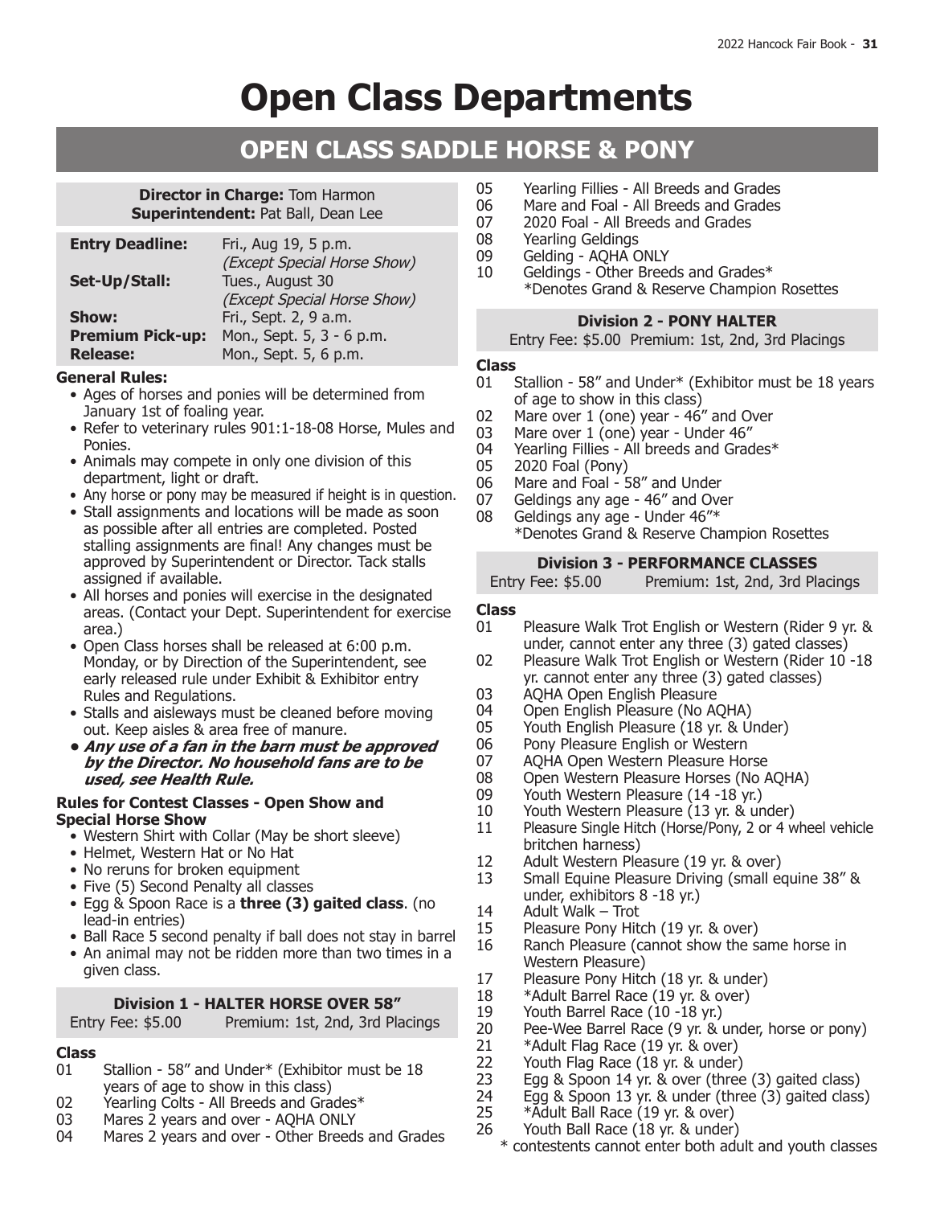# Open Class Departments

## OPEN CLASS SADDLE HORSE & PONY

**Director in Charge:** Tom Harmon
**Superintendent:** Pat Ball, Dean Lee

| | |
|---|---|
| **Entry Deadline:** | Fri., Aug 19, 5 p.m. *(Except Special Horse Show)* |
| **Set-Up/Stall:** | Tues., August 30 *(Except Special Horse Show)* |
| **Show:** | Fri., Sept. 2, 9 a.m. |
| **Premium Pick-up:** | Mon., Sept. 5, 3 - 6 p.m. |
| **Release:** | Mon., Sept. 5, 6 p.m. |

**General Rules:**

- Ages of horses and ponies will be determined from January 1st of foaling year.
- Refer to veterinary rules 901:1-18-08 Horse, Mules and Ponies.
- Animals may compete in only one division of this department, light or draft.
- Any horse or pony may be measured if height is in question.
- Stall assignments and locations will be made as soon as possible after all entries are completed. Posted stalling assignments are final! Any changes must be approved by Superintendent or Director. Tack stalls assigned if available.
- All horses and ponies will exercise in the designated areas. (Contact your Dept. Superintendent for exercise area.)
- Open Class horses shall be released at 6:00 p.m. Monday, or by Direction of the Superintendent, see early released rule under Exhibit & Exhibitor entry Rules and Regulations.
- Stalls and aisleways must be cleaned before moving out. Keep aisles & area free of manure.
- ***Any use of a fan in the barn must be approved by the Director. No household fans are to be used, see Health Rule.***

**Rules for Contest Classes - Open Show and Special Horse Show**

- Western Shirt with Collar (May be short sleeve)
- Helmet, Western Hat or No Hat
- No reruns for broken equipment
- Five (5) Second Penalty all classes
- Egg & Spoon Race is a **three (3) gaited class**. (no lead-in entries)
- Ball Race 5 second penalty if ball does not stay in barrel
- An animal may not be ridden more than two times in a given class.

### Division 1 - HALTER HORSE OVER 58"

Entry Fee: $5.00 Premium: 1st, 2nd, 3rd Placings

**Class**

01 Stallion - 58" and Under* (Exhibitor must be 18 years of age to show in this class)
02 Yearling Colts - All Breeds and Grades*
03 Mares 2 years and over - AQHA ONLY
04 Mares 2 years and over - Other Breeds and Grades
05 Yearling Fillies - All Breeds and Grades
06 Mare and Foal - All Breeds and Grades
07 2020 Foal - All Breeds and Grades
08 Yearling Geldings
09 Gelding - AQHA ONLY
10 Geldings - Other Breeds and Grades*
*Denotes Grand & Reserve Champion Rosettes

### Division 2 - PONY HALTER

Entry Fee: $5.00 Premium: 1st, 2nd, 3rd Placings

**Class**

01 Stallion - 58" and Under* (Exhibitor must be 18 years of age to show in this class)
02 Mare over 1 (one) year - 46" and Over
03 Mare over 1 (one) year - Under 46"
04 Yearling Fillies - All breeds and Grades*
05 2020 Foal (Pony)
06 Mare and Foal - 58" and Under
07 Geldings any age - 46" and Over
08 Geldings any age - Under 46"*
*Denotes Grand & Reserve Champion Rosettes

### Division 3 - PERFORMANCE CLASSES

Entry Fee: $5.00 Premium: 1st, 2nd, 3rd Placings

**Class**

01 Pleasure Walk Trot English or Western (Rider 9 yr. & under, cannot enter any three (3) gated classes)
02 Pleasure Walk Trot English or Western (Rider 10 -18 yr. cannot enter any three (3) gated classes)
03 AQHA Open English Pleasure
04 Open English Pleasure (No AQHA)
05 Youth English Pleasure (18 yr. & Under)
06 Pony Pleasure English or Western
07 AQHA Open Western Pleasure Horse
08 Open Western Pleasure Horses (No AQHA)
09 Youth Western Pleasure (14 -18 yr.)
10 Youth Western Pleasure (13 yr. & under)
11 Pleasure Single Hitch (Horse/Pony, 2 or 4 wheel vehicle britchen harness)
12 Adult Western Pleasure (19 yr. & over)
13 Small Equine Pleasure Driving (small equine 38" & under, exhibitors 8 -18 yr.)
14 Adult Walk – Trot
15 Pleasure Pony Hitch (19 yr. & over)
16 Ranch Pleasure (cannot show the same horse in Western Pleasure)
17 Pleasure Pony Hitch (18 yr. & under)
18 *Adult Barrel Race (19 yr. & over)
19 Youth Barrel Race (10 -18 yr.)
20 Pee-Wee Barrel Race (9 yr. & under, horse or pony)
21 *Adult Flag Race (19 yr. & over)
22 Youth Flag Race (18 yr. & under)
23 Egg & Spoon 14 yr. & over (three (3) gaited class)
24 Egg & Spoon 13 yr. & under (three (3) gaited class)
25 *Adult Ball Race (19 yr. & over)
26 Youth Ball Race (18 yr. & under)
* contestants cannot enter both adult and youth classes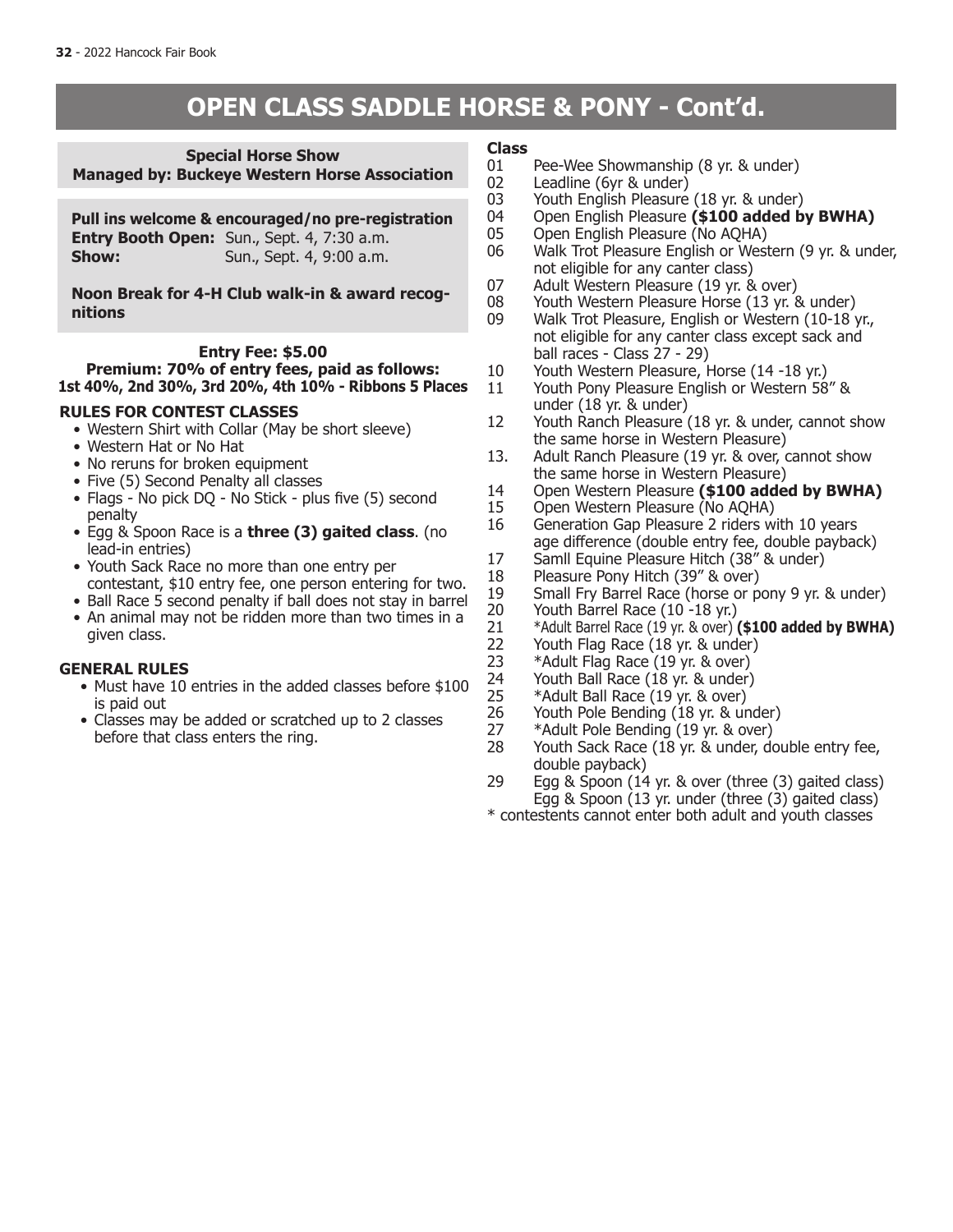# OPEN CLASS SADDLE HORSE & PONY - Cont'd.

**Special Horse Show**
**Managed by: Buckeye Western Horse Association**

**Pull ins welcome & encouraged/no pre-registration**
**Entry Booth Open:** Sun., Sept. 4, 7:30 a.m.
**Show:** Sun., Sept. 4, 9:00 a.m.

**Noon Break for 4-H Club walk-in & award recognitions**

**Entry Fee: $5.00**
**Premium: 70% of entry fees, paid as follows:**
**1st 40%, 2nd 30%, 3rd 20%, 4th 10% - Ribbons 5 Places**

### RULES FOR CONTEST CLASSES

- Western Shirt with Collar (May be short sleeve)
- Western Hat or No Hat
- No reruns for broken equipment
- Five (5) Second Penalty all classes
- Flags - No pick DQ - No Stick - plus five (5) second penalty
- Egg & Spoon Race is a **three (3) gaited class**. (no lead-in entries)
- Youth Sack Race no more than one entry per contestant, $10 entry fee, one person entering for two.
- Ball Race 5 second penalty if ball does not stay in barrel
- An animal may not be ridden more than two times in a given class.

### GENERAL RULES

- Must have 10 entries in the added classes before $100 is paid out
- Classes may be added or scratched up to 2 classes before that class enters the ring.

**Class**

01 Pee-Wee Showmanship (8 yr. & under)
02 Leadline (6yr & under)
03 Youth English Pleasure (18 yr. & under)
04 Open English Pleasure **($100 added by BWHA)**
05 Open English Pleasure (No AQHA)
06 Walk Trot Pleasure English or Western (9 yr. & under, not eligible for any canter class)
07 Adult Western Pleasure (19 yr. & over)
08 Youth Western Pleasure Horse (13 yr. & under)
09 Walk Trot Pleasure, English or Western (10-18 yr., not eligible for any canter class except sack and ball races - Class 27 - 29)
10 Youth Western Pleasure, Horse (14 -18 yr.)
11 Youth Pony Pleasure English or Western 58" & under (18 yr. & under)
12 Youth Ranch Pleasure (18 yr. & under, cannot show the same horse in Western Pleasure)
13. Adult Ranch Pleasure (19 yr. & over, cannot show the same horse in Western Pleasure)
14 Open Western Pleasure **($100 added by BWHA)**
15 Open Western Pleasure (No AQHA)
16 Generation Gap Pleasure 2 riders with 10 years age difference (double entry fee, double payback)
17 Samll Equine Pleasure Hitch (38" & under)
18 Pleasure Pony Hitch (39" & over)
19 Small Fry Barrel Race (horse or pony 9 yr. & under)
20 Youth Barrel Race (10 -18 yr.)
21 *Adult Barrel Race (19 yr. & over) **($100 added by BWHA)**
22 Youth Flag Race (18 yr. & under)
23 *Adult Flag Race (19 yr. & over)
24 Youth Ball Race (18 yr. & under)
25 *Adult Ball Race (19 yr. & over)
26 Youth Pole Bending (18 yr. & under)
27 *Adult Pole Bending (19 yr. & over)
28 Youth Sack Race (18 yr. & under, double entry fee, double payback)
29 Egg & Spoon (14 yr. & over (three (3) gaited class)
Egg & Spoon (13 yr. under (three (3) gaited class)

* contestents cannot enter both adult and youth classes